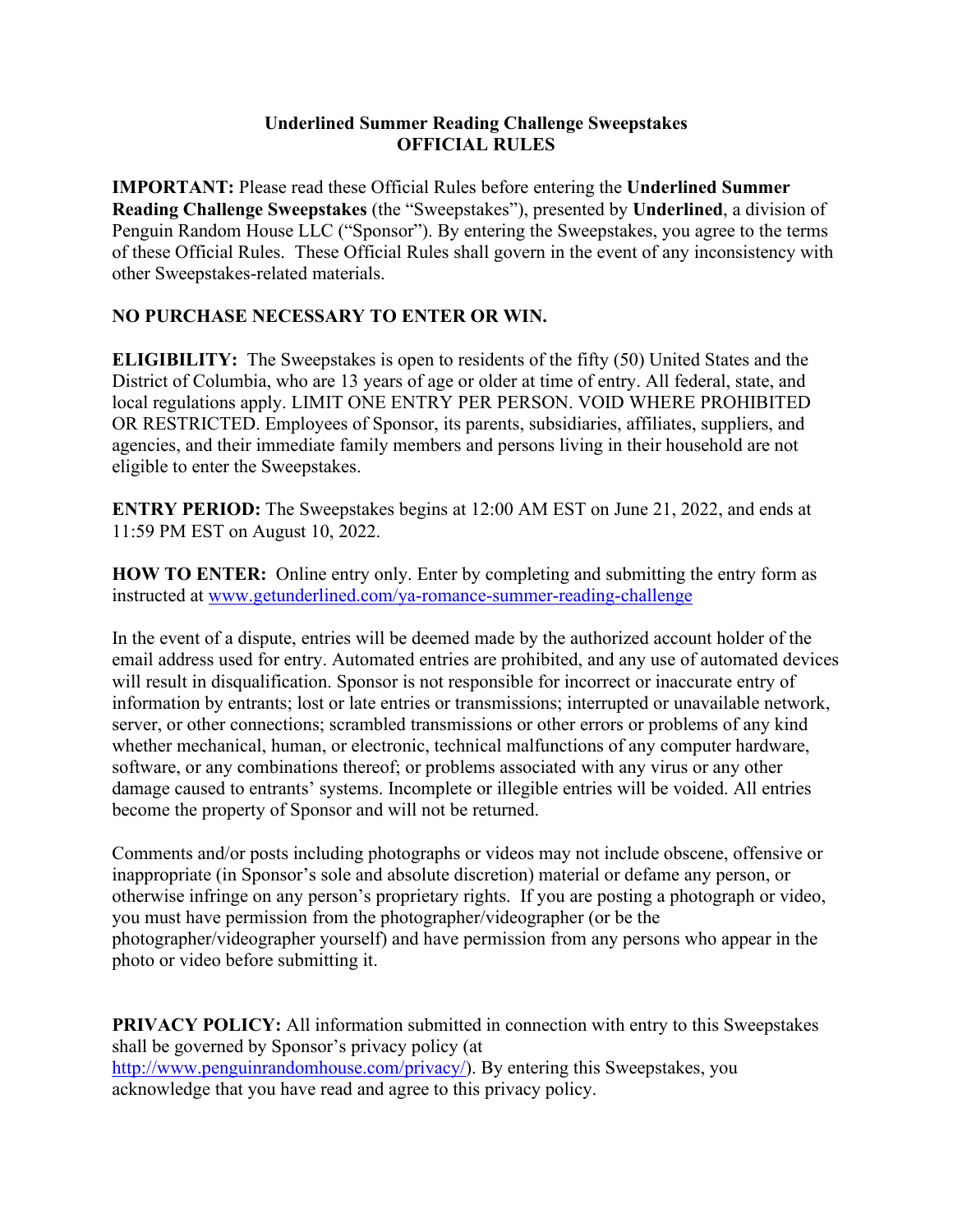# Underlined Summer Reading Challenge Sweepstakes
# OFFICIAL RULES

**IMPORTANT:** Please read these Official Rules before entering the **Underlined Summer Reading Challenge Sweepstakes** (the "Sweepstakes"), presented by **Underlined**, a division of Penguin Random House LLC ("Sponsor"). By entering the Sweepstakes, you agree to the terms of these Official Rules. These Official Rules shall govern in the event of any inconsistency with other Sweepstakes-related materials.

**NO PURCHASE NECESSARY TO ENTER OR WIN.**

**ELIGIBILITY:** The Sweepstakes is open to residents of the fifty (50) United States and the District of Columbia, who are 13 years of age or older at time of entry. All federal, state, and local regulations apply. LIMIT ONE ENTRY PER PERSON. VOID WHERE PROHIBITED OR RESTRICTED. Employees of Sponsor, its parents, subsidiaries, affiliates, suppliers, and agencies, and their immediate family members and persons living in their household are not eligible to enter the Sweepstakes.

**ENTRY PERIOD:** The Sweepstakes begins at 12:00 AM EST on June 21, 2022, and ends at 11:59 PM EST on August 10, 2022.

**HOW TO ENTER:** Online entry only. Enter by completing and submitting the entry form as instructed at [www.getunderlined.com/ya-romance-summer-reading-challenge](http://www.getunderlined.com/ya-romance-summer-reading-challenge)

In the event of a dispute, entries will be deemed made by the authorized account holder of the email address used for entry. Automated entries are prohibited, and any use of automated devices will result in disqualification. Sponsor is not responsible for incorrect or inaccurate entry of information by entrants; lost or late entries or transmissions; interrupted or unavailable network, server, or other connections; scrambled transmissions or other errors or problems of any kind whether mechanical, human, or electronic, technical malfunctions of any computer hardware, software, or any combinations thereof; or problems associated with any virus or any other damage caused to entrants' systems. Incomplete or illegible entries will be voided. All entries become the property of Sponsor and will not be returned.

Comments and/or posts including photographs or videos may not include obscene, offensive or inappropriate (in Sponsor's sole and absolute discretion) material or defame any person, or otherwise infringe on any person's proprietary rights. If you are posting a photograph or video, you must have permission from the photographer/videographer (or be the photographer/videographer yourself) and have permission from any persons who appear in the photo or video before submitting it.

**PRIVACY POLICY:** All information submitted in connection with entry to this Sweepstakes shall be governed by Sponsor's privacy policy (at [http://www.penguinrandomhouse.com/privacy/](http://www.penguinrandomhouse.com/privacy/)). By entering this Sweepstakes, you acknowledge that you have read and agree to this privacy policy.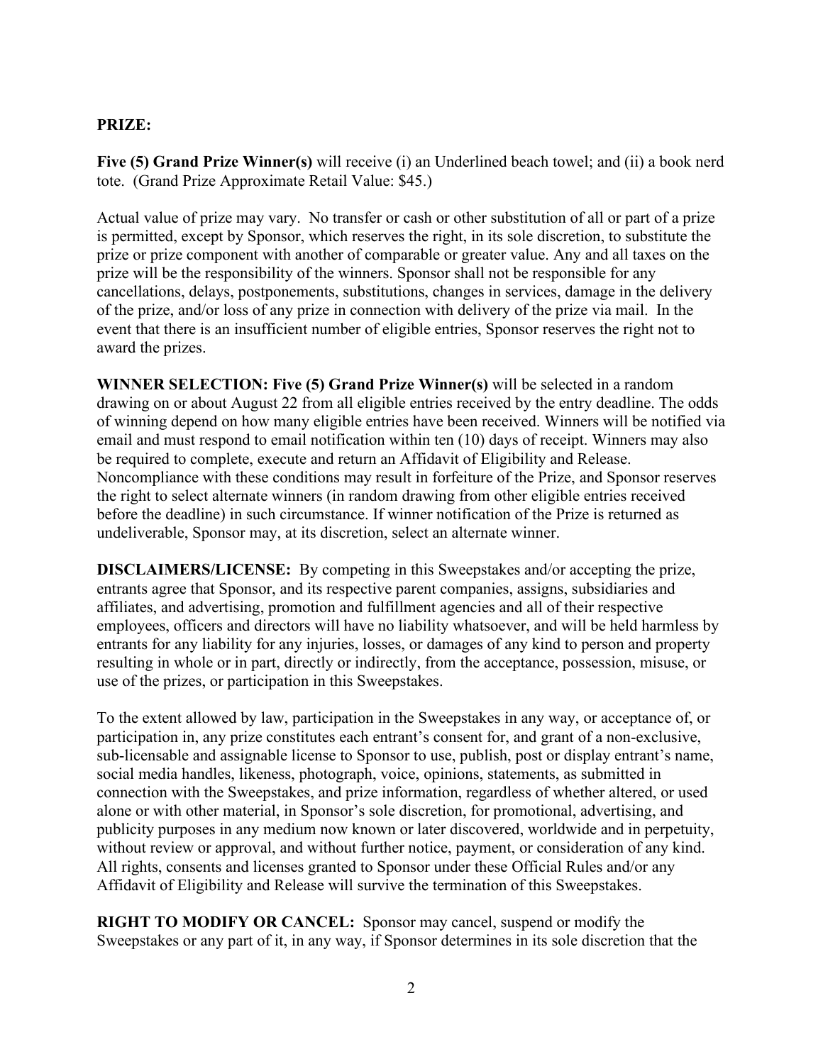**PRIZE:**

**Five (5) Grand Prize Winner(s)** will receive (i) an Underlined beach towel; and (ii) a book nerd tote. (Grand Prize Approximate Retail Value: $45.)

Actual value of prize may vary. No transfer or cash or other substitution of all or part of a prize is permitted, except by Sponsor, which reserves the right, in its sole discretion, to substitute the prize or prize component with another of comparable or greater value. Any and all taxes on the prize will be the responsibility of the winners. Sponsor shall not be responsible for any cancellations, delays, postponements, substitutions, changes in services, damage in the delivery of the prize, and/or loss of any prize in connection with delivery of the prize via mail. In the event that there is an insufficient number of eligible entries, Sponsor reserves the right not to award the prizes.

**WINNER SELECTION: Five (5) Grand Prize Winner(s)** will be selected in a random drawing on or about August 22 from all eligible entries received by the entry deadline. The odds of winning depend on how many eligible entries have been received. Winners will be notified via email and must respond to email notification within ten (10) days of receipt. Winners may also be required to complete, execute and return an Affidavit of Eligibility and Release. Noncompliance with these conditions may result in forfeiture of the Prize, and Sponsor reserves the right to select alternate winners (in random drawing from other eligible entries received before the deadline) in such circumstance. If winner notification of the Prize is returned as undeliverable, Sponsor may, at its discretion, select an alternate winner.

**DISCLAIMERS/LICENSE:** By competing in this Sweepstakes and/or accepting the prize, entrants agree that Sponsor, and its respective parent companies, assigns, subsidiaries and affiliates, and advertising, promotion and fulfillment agencies and all of their respective employees, officers and directors will have no liability whatsoever, and will be held harmless by entrants for any liability for any injuries, losses, or damages of any kind to person and property resulting in whole or in part, directly or indirectly, from the acceptance, possession, misuse, or use of the prizes, or participation in this Sweepstakes.

To the extent allowed by law, participation in the Sweepstakes in any way, or acceptance of, or participation in, any prize constitutes each entrant's consent for, and grant of a non-exclusive, sub-licensable and assignable license to Sponsor to use, publish, post or display entrant's name, social media handles, likeness, photograph, voice, opinions, statements, as submitted in connection with the Sweepstakes, and prize information, regardless of whether altered, or used alone or with other material, in Sponsor's sole discretion, for promotional, advertising, and publicity purposes in any medium now known or later discovered, worldwide and in perpetuity, without review or approval, and without further notice, payment, or consideration of any kind. All rights, consents and licenses granted to Sponsor under these Official Rules and/or any Affidavit of Eligibility and Release will survive the termination of this Sweepstakes.

**RIGHT TO MODIFY OR CANCEL:** Sponsor may cancel, suspend or modify the Sweepstakes or any part of it, in any way, if Sponsor determines in its sole discretion that the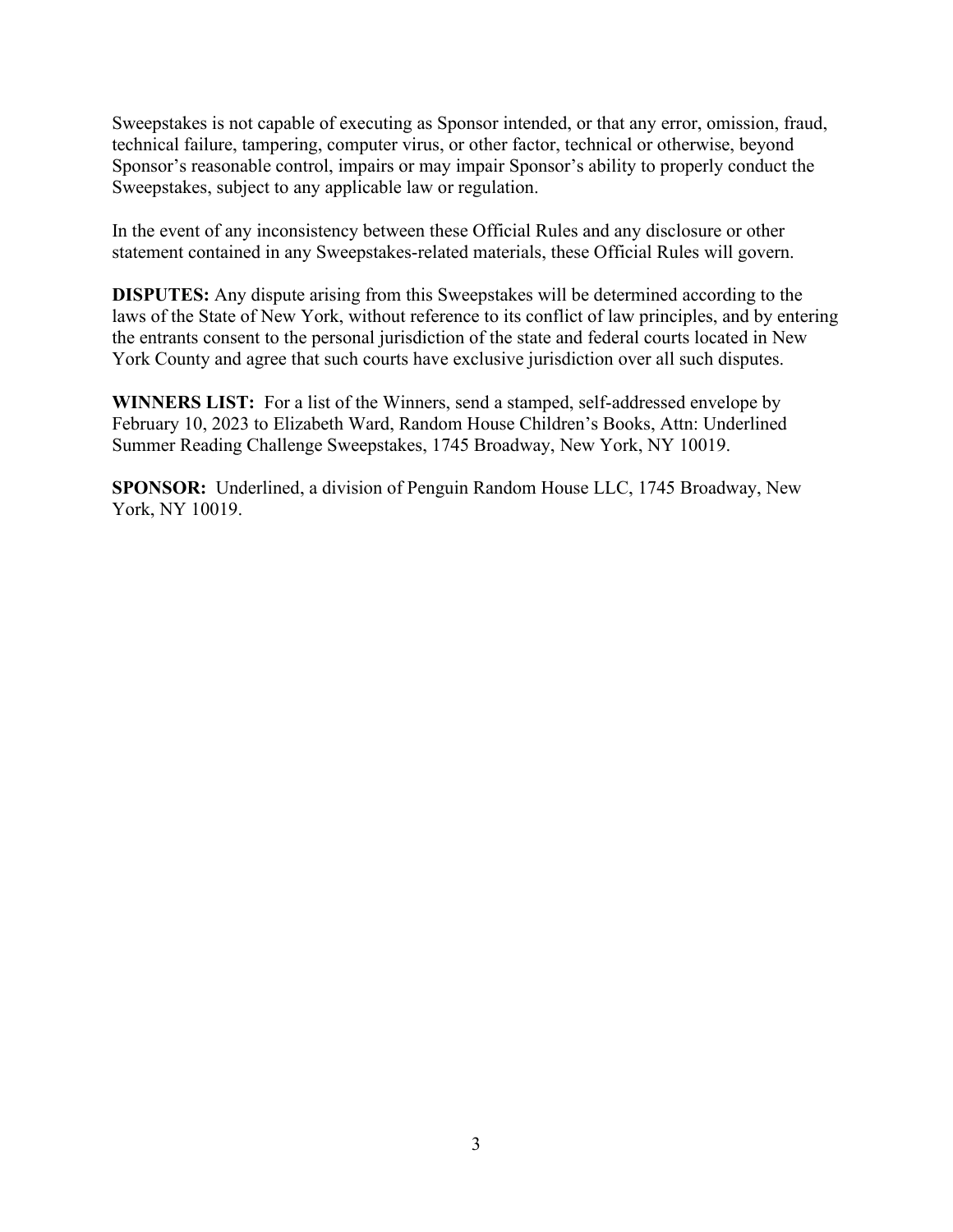Sweepstakes is not capable of executing as Sponsor intended, or that any error, omission, fraud, technical failure, tampering, computer virus, or other factor, technical or otherwise, beyond Sponsor's reasonable control, impairs or may impair Sponsor's ability to properly conduct the Sweepstakes, subject to any applicable law or regulation.

In the event of any inconsistency between these Official Rules and any disclosure or other statement contained in any Sweepstakes-related materials, these Official Rules will govern.

**DISPUTES:** Any dispute arising from this Sweepstakes will be determined according to the laws of the State of New York, without reference to its conflict of law principles, and by entering the entrants consent to the personal jurisdiction of the state and federal courts located in New York County and agree that such courts have exclusive jurisdiction over all such disputes.

**WINNERS LIST:** For a list of the Winners, send a stamped, self-addressed envelope by February 10, 2023 to Elizabeth Ward, Random House Children's Books, Attn: Underlined Summer Reading Challenge Sweepstakes, 1745 Broadway, New York, NY 10019.

**SPONSOR:** Underlined, a division of Penguin Random House LLC, 1745 Broadway, New York, NY 10019.